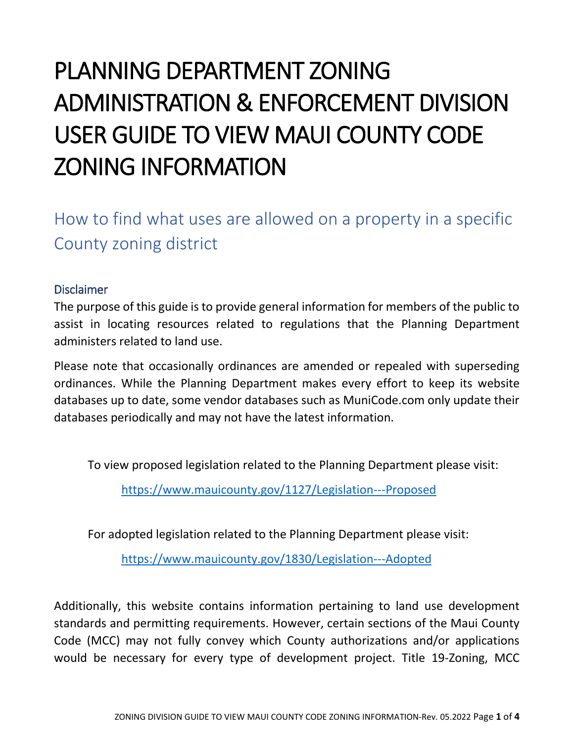# PLANNING DEPARTMENT ZONING ADMINISTRATION & ENFORCEMENT DIVISION USER GUIDE TO VIEW MAUI COUNTY CODE ZONING INFORMATION

## How to find what uses are allowed on a property in a specific County zoning district

### Disclaimer

The purpose of this guide is to provide general information for members of the public to assist in locating resources related to regulations that the Planning Department administers related to land use.

Please note that occasionally ordinances are amended or repealed with superseding ordinances. While the Planning Department makes every effort to keep its website databases up to date, some vendor databases such as MuniCode.com only update their databases periodically and may not have the latest information.

To view proposed legislation related to the Planning Department please visit:

[https://www.mauicounty.gov/1127/Legislation---Proposed](https://www.mauicounty.gov/1127/Legislation---Proposed)

For adopted legislation related to the Planning Department please visit:

[https://www.mauicounty.gov/1830/Legislation---Adopted](https://www.mauicounty.gov/1830/Legislation---Adopted)

Additionally, this website contains information pertaining to land use development standards and permitting requirements. However, certain sections of the Maui County Code (MCC) may not fully convey which County authorizations and/or applications would be necessary for every type of development project. Title 19-Zoning, MCC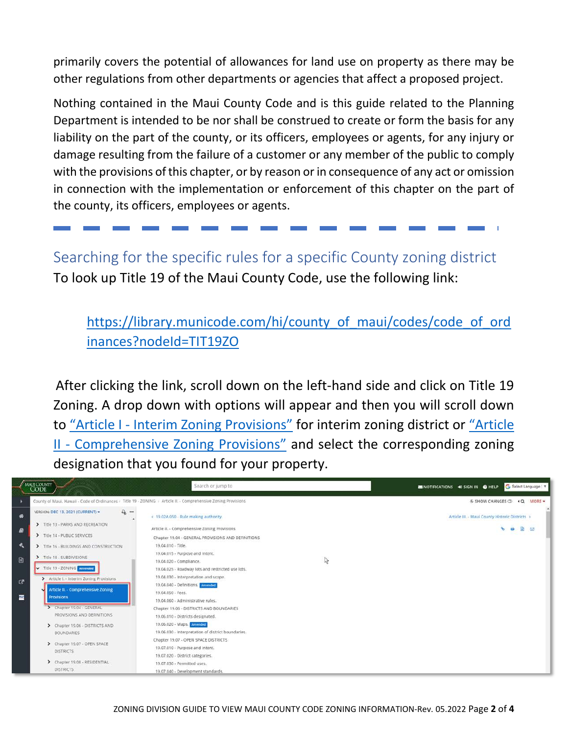primarily covers the potential of allowances for land use on property as there may be other regulations from other departments or agencies that affect a proposed project.

Nothing contained in the Maui County Code and is this guide related to the Planning Department is intended to be nor shall be construed to create or form the basis for any liability on the part of the county, or its officers, employees or agents, for any injury or damage resulting from the failure of a customer or any member of the public to comply with the provisions of this chapter, or by reason or in consequence of any act or omission in connection with the implementation or enforcement of this chapter on the part of the county, its officers, employees or agents.

---

## Searching for the specific rules for a specific County zoning district

To look up Title 19 of the Maui County Code, use the following link:

> [https://library.municode.com/hi/county_of_maui/codes/code_of_ordinances?nodeId=TIT19ZO](https://library.municode.com/hi/county_of_maui/codes/code_of_ordinances?nodeId=TIT19ZO)

After clicking the link, scroll down on the left-hand side and click on Title 19 Zoning. A drop down with options will appear and then you will scroll down to "Article I - Interim Zoning Provisions" for interim zoning district or "Article II - Comprehensive Zoning Provisions" and select the corresponding zoning designation that you found for your property.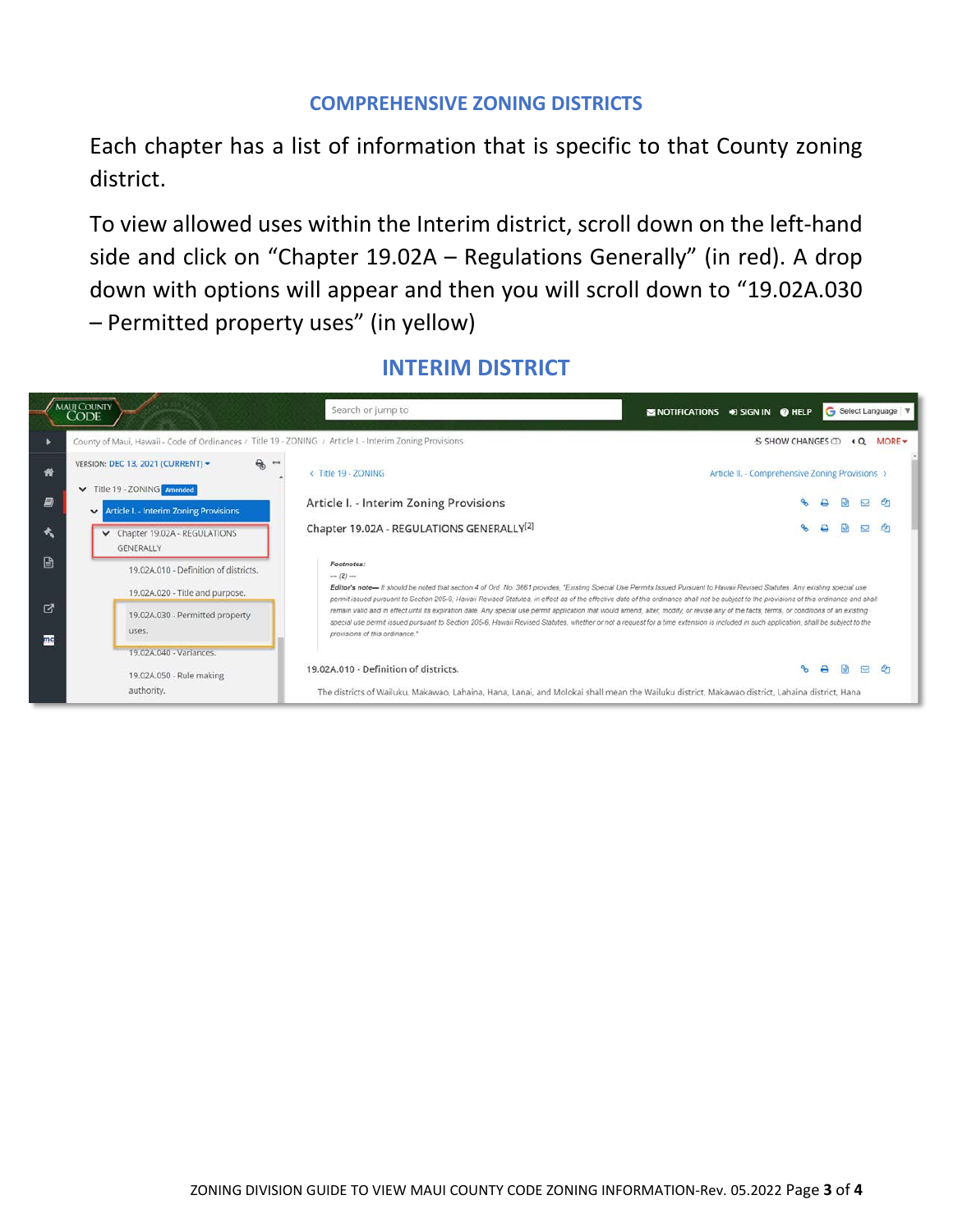## COMPREHENSIVE ZONING DISTRICTS

Each chapter has a list of information that is specific to that County zoning district.

To view allowed uses within the Interim district, scroll down on the left-hand side and click on "Chapter 19.02A – Regulations Generally" (in red). A drop down with options will appear and then you will scroll down to "19.02A.030 – Permitted property uses" (in yellow)

## INTERIM DISTRICT

MAUI COUNTY CODE

Search or jump to

NOTIFICATIONS SIGN IN HELP Select Language

County of Maui, Hawaii - Code of Ordinances / Title 19 - ZONING / Article I. - Interim Zoning Provisions

SHOW CHANGES MORE

VERSION: DEC 13, 2021 (CURRENT)

Title 19 - ZONING Amended

Article I. - Interim Zoning Provisions

Chapter 19.02A - REGULATIONS GENERALLY

19.02A.010 - Definition of districts.

19.02A.020 - Title and purpose.

19.02A.030 - Permitted property uses.

19.02A.040 - Variances.

19.02A.050 - Rule making authority.

< Title 19 - ZONING

Article II. - Comprehensive Zoning Provisions >

Article I. - Interim Zoning Provisions

Chapter 19.02A - REGULATIONS GENERALLY[2]

*Footnotes:*

--- (2) ---

*Editor's note— It should be noted that section 4 of Ord. No. 3661 provides, "Existing Special Use Permits Issued Pursuant to Hawaii Revised Statutes. Any existing special use permit issued pursuant to Section 205-6, Hawaii Revised Statutes, in effect as of the effective date of this ordinance shall not be subject to the provisions of this ordinance and shall remain valid and in effect until its expiration date. Any special use permit application that would amend, alter, modify, or revise any of the facts, terms, or conditions of an existing special use permit issued pursuant to Section 205-6, Hawaii Revised Statutes, whether or not a request for a time extension is included in such application, shall be subject to the provisions of this ordinance."*

19.02A.010 - Definition of districts.

The districts of Wailuku, Makawao, Lahaina, Hana, Lanai, and Molokai shall mean the Wailuku district, Makawao district, Lahaina district, Hana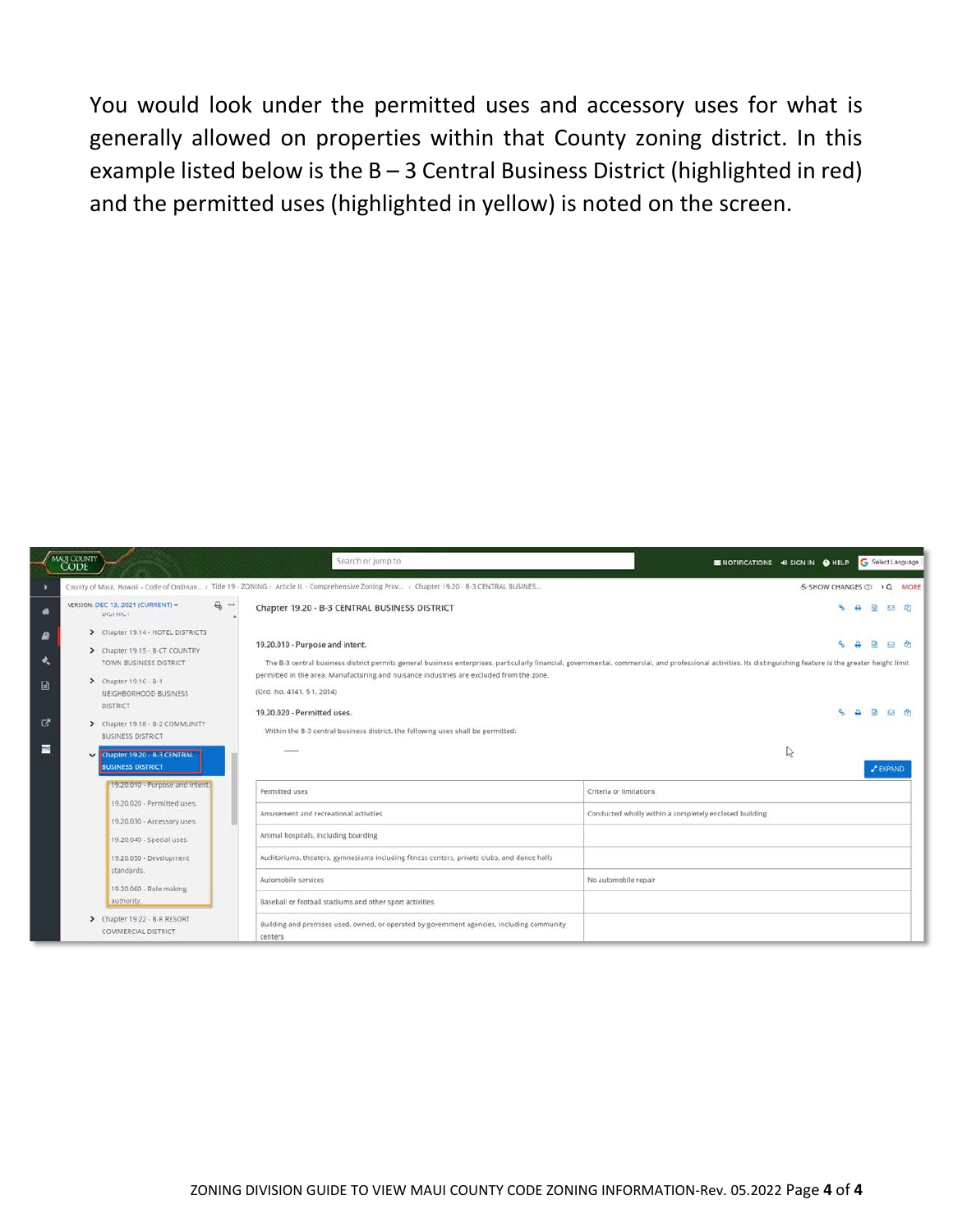You would look under the permitted uses and accessory uses for what is generally allowed on properties within that County zoning district. In this example listed below is the B – 3 Central Business District (highlighted in red) and the permitted uses (highlighted in yellow) is noted on the screen.

County of Maui, Hawaii - Code of Ordinan... / Title 19 - ZONING / Article II. - Comprehensive Zoning Prov... / Chapter 19.20 - B-3 CENTRAL BUSINES...

VERSION: DEC 13, 2021 (CURRENT)

- Chapter 19.14 - HOTEL DISTRICTS
- Chapter 19.15 - B-CT COUNTRY TOWN BUSINESS DISTRICT
- Chapter 19.16 - B-1 NEIGHBORHOOD BUSINESS DISTRICT
- Chapter 19.18 - B-2 COMMUNITY BUSINESS DISTRICT
- Chapter 19.20 - B-3 CENTRAL BUSINESS DISTRICT
  - 19.20.010 - Purpose and intent.
  - 19.20.020 - Permitted uses.
  - 19.20.030 - Accessory uses.
  - 19.20.040 - Special uses.
  - 19.20.050 - Development standards.
  - 19.20.060 - Rule making authority.
- Chapter 19.22 - B-R RESORT COMMERCIAL DISTRICT

Chapter 19.20 - B-3 CENTRAL BUSINESS DISTRICT

19.20.010 - Purpose and intent.

The B-3 central business district permits general business enterprises, particularly financial, governmental, commercial, and professional activities. Its distinguishing feature is the greater height limit permitted in the area. Manufacturing and nuisance industries are excluded from the zone.

(Ord. No. 4141, § 1, 2014)

19.20.020 - Permitted uses.

Within the B-3 central business district, the following uses shall be permitted:

| Permitted uses | Criteria or limitations |
| --- | --- |
| Amusement and recreational activities | Conducted wholly within a completely enclosed building |
| Animal hospitals, including boarding | |
| Auditoriums, theaters, gymnasiums including fitness centers, private clubs, and dance halls | |
| Automobile services | No automobile repair |
| Baseball or football stadiums and other sport activities | |
| Building and premises used, owned, or operated by government agencies, including community centers | |